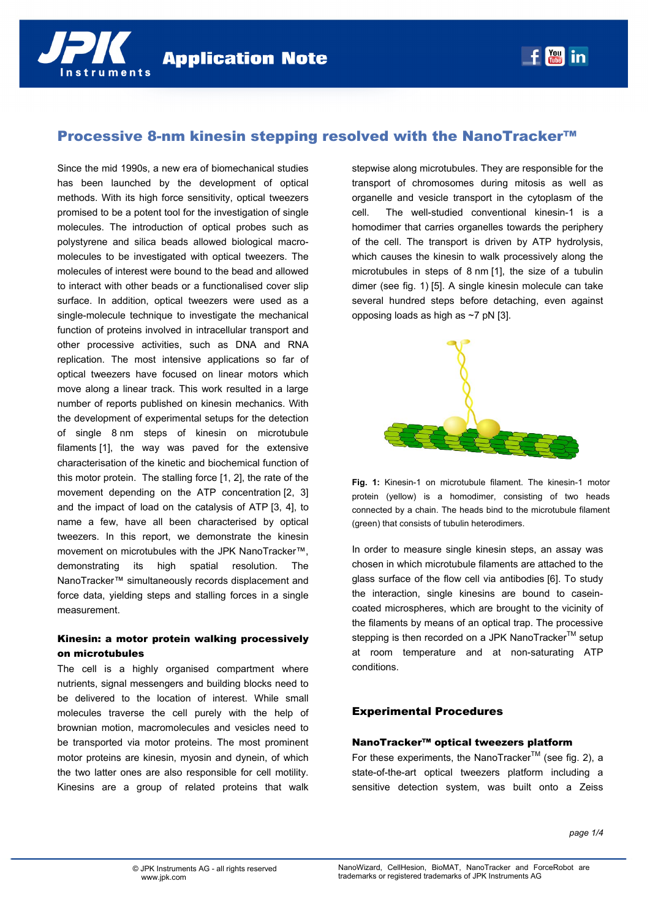# Processive 8-nm kinesin stepping resolved with the NanoTracker™

Since the mid 1990s, a new era of biomechanical studies has been launched by the development of optical methods. With its high force sensitivity, optical tweezers promised to be a potent tool for the investigation of single molecules. The introduction of optical probes such as polystyrene and silica beads allowed biological macro-molecules to be investigated with optical tweezers. The molecules of interest were bound to the bead and allowed to interact with other beads or a functionalised cover slip surface. In addition, optical tweezers were used as a single-molecule technique to investigate the mechanical function of proteins involved in intracellular transport and other processive activities, such as DNA and RNA replication. The most intensive applications so far of optical tweezers have focused on linear motors which move along a linear track. This work resulted in a large number of reports published on kinesin mechanics. With the development of experimental setups for the detection of single 8 nm steps of kinesin on microtubule filaments [1], the way was paved for the extensive characterisation of the kinetic and biochemical function of this motor protein. The stalling force [1, 2], the rate of the movement depending on the ATP concentration [2, 3] and the impact of load on the catalysis of ATP [3, 4], to name a few, have all been characterised by optical tweezers. In this report, we demonstrate the kinesin movement on microtubules with the JPK NanoTracker™, demonstrating its high spatial resolution. The NanoTracker™ simultaneously records displacement and force data, yielding steps and stalling forces in a single measurement.

## Kinesin: a motor protein walking processively on microtubules

The cell is a highly organised compartment where nutrients, signal messengers and building blocks need to be delivered to the location of interest. While small molecules traverse the cell purely with the help of brownian motion, macromolecules and vesicles need to be transported via motor proteins. The most prominent motor proteins are kinesin, myosin and dynein, of which the two latter ones are also responsible for cell motility. Kinesins are a group of related proteins that walk stepwise along microtubules. They are responsible for the transport of chromosomes during mitosis as well as organelle and vesicle transport in the cytoplasm of the cell. The well-studied conventional kinesin-1 is a homodimer that carries organelles towards the periphery of the cell. The transport is driven by ATP hydrolysis, which causes the kinesin to walk processively along the microtubules in steps of 8 nm [1], the size of a tubulin dimer (see fig. 1) [5]. A single kinesin molecule can take several hundred steps before detaching, even against opposing loads as high as ~7 pN [3].

**Fig. 1:** Kinesin-1 on microtubule filament. The kinesin-1 motor protein (yellow) is a homodimer, consisting of two heads connected by a chain. The heads bind to the microtubule filament (green) that consists of tubulin heterodimers.

In order to measure single kinesin steps, an assay was chosen in which microtubule filaments are attached to the glass surface of the flow cell via antibodies [6]. To study the interaction, single kinesins are bound to casein-coated microspheres, which are brought to the vicinity of the filaments by means of an optical trap. The processive stepping is then recorded on a JPK NanoTracker™ setup at room temperature and at non-saturating ATP conditions.

## Experimental Procedures

### NanoTracker™ optical tweezers platform

For these experiments, the NanoTracker™ (see fig. 2), a state-of-the-art optical tweezers platform including a sensitive detection system, was built onto a Zeiss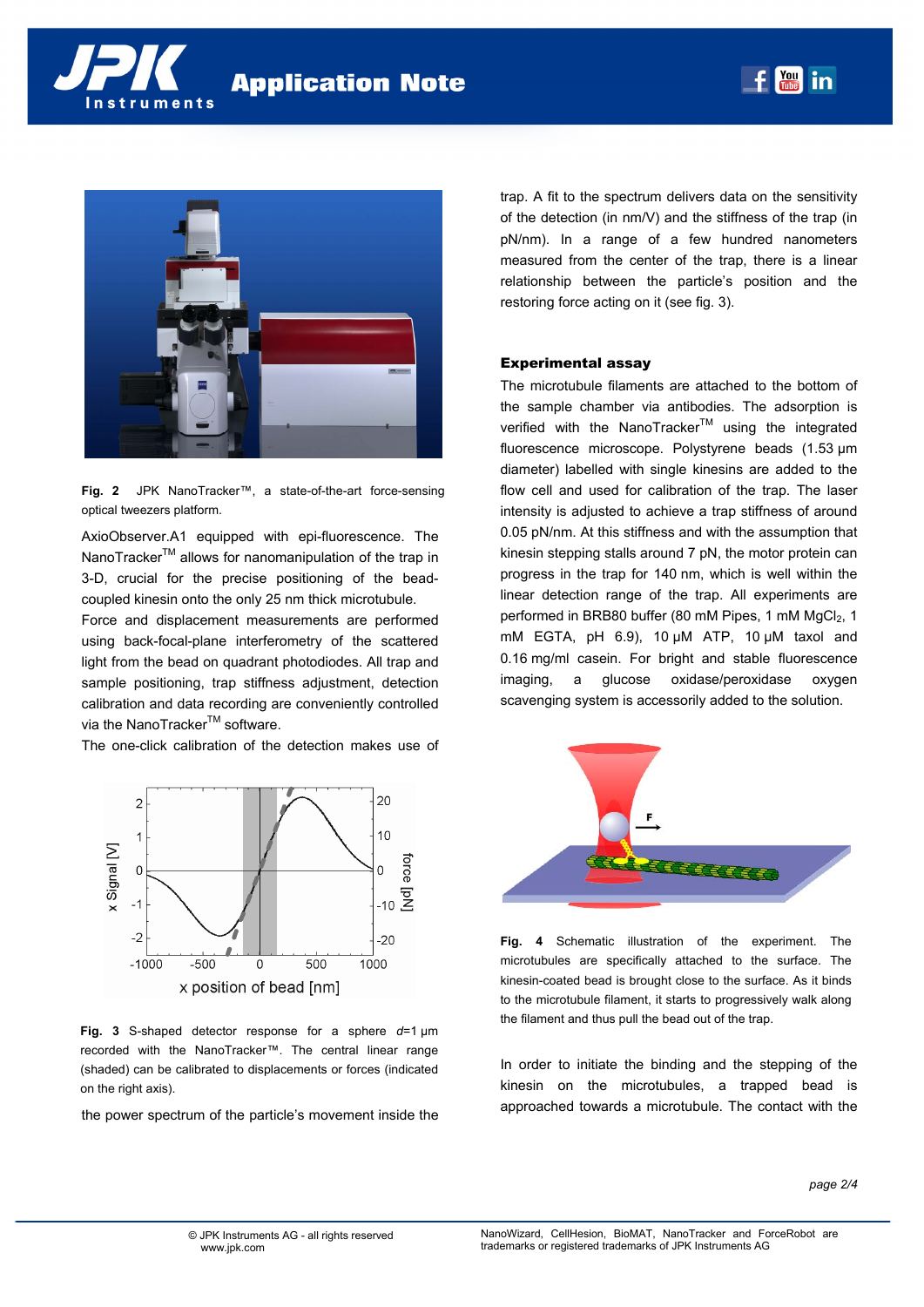**Fig. 2** JPK NanoTracker™, a state-of-the-art force-sensing optical tweezers platform.

AxioObserver.A1 equipped with epi-fluorescence. The NanoTracker™ allows for nanomanipulation of the trap in 3-D, crucial for the precise positioning of the bead-coupled kinesin onto the only 25 nm thick microtubule.

Force and displacement measurements are performed using back-focal-plane interferometry of the scattered light from the bead on quadrant photodiodes. All trap and sample positioning, trap stiffness adjustment, detection calibration and data recording are conveniently controlled via the NanoTracker™ software.

The one-click calibration of the detection makes use of the power spectrum of the particle's movement inside the trap. A fit to the spectrum delivers data on the sensitivity of the detection (in nm/V) and the stiffness of the trap (in pN/nm). In a range of a few hundred nanometers measured from the center of the trap, there is a linear relationship between the particle's position and the restoring force acting on it (see fig. 3).

**Fig. 3** S-shaped detector response for a sphere $d$=1 µm recorded with the NanoTracker™. The central linear range (shaded) can be calibrated to displacements or forces (indicated on the right axis).

### Experimental assay

The microtubule filaments are attached to the bottom of the sample chamber via antibodies. The adsorption is verified with the NanoTracker™ using the integrated fluorescence microscope. Polystyrene beads (1.53 µm diameter) labelled with single kinesins are added to the flow cell and used for calibration of the trap. The laser intensity is adjusted to achieve a trap stiffness of around 0.05 pN/nm. At this stiffness and with the assumption that kinesin stepping stalls around 7 pN, the motor protein can progress in the trap for 140 nm, which is well within the linear detection range of the trap. All experiments are performed in BRB80 buffer (80 mM Pipes, 1 mM $MgCl_2$, 1 mM EGTA, pH 6.9), 10 µM ATP, 10 µM taxol and 0.16 mg/ml casein. For bright and stable fluorescence imaging, a glucose oxidase/peroxidase oxygen scavenging system is accessorily added to the solution.

**Fig. 4** Schematic illustration of the experiment. The microtubules are specifically attached to the surface. The kinesin-coated bead is brought close to the surface. As it binds to the microtubule filament, it starts to progressively walk along the filament and thus pull the bead out of the trap.

In order to initiate the binding and the stepping of the kinesin on the microtubules, a trapped bead is approached towards a microtubule. The contact with the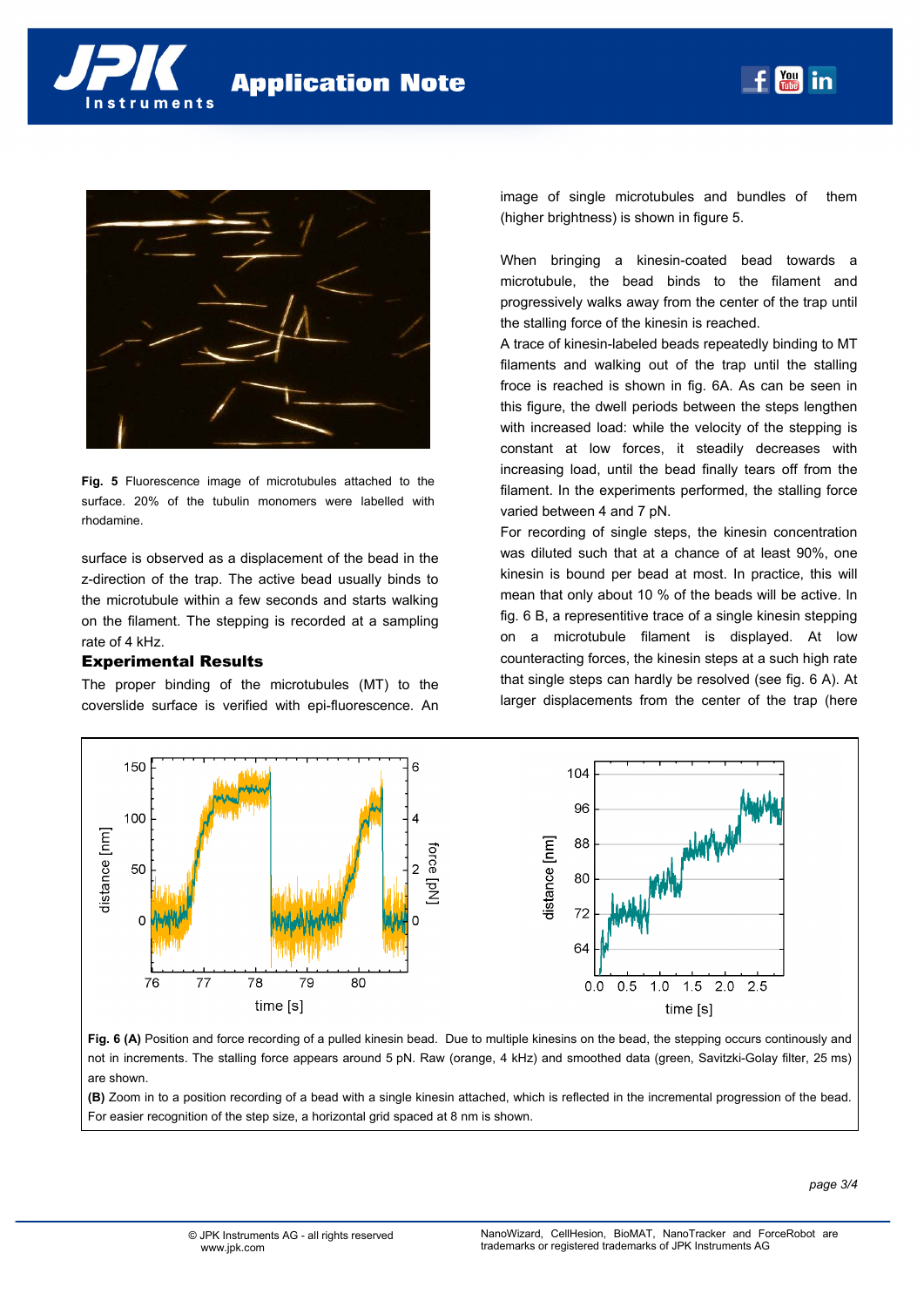**Fig. 5** Fluorescence image of microtubules attached to the surface. 20% of the tubulin monomers were labelled with rhodamine.

surface is observed as a displacement of the bead in the z-direction of the trap. The active bead usually binds to the microtubule within a few seconds and starts walking on the filament. The stepping is recorded at a sampling rate of 4 kHz.

## Experimental Results

The proper binding of the microtubules (MT) to the coverslide surface is verified with epi-fluorescence. An image of single microtubules and bundles of them (higher brightness) is shown in figure 5.

When bringing a kinesin-coated bead towards a microtubule, the bead binds to the filament and progressively walks away from the center of the trap until the stalling force of the kinesin is reached.

A trace of kinesin-labeled beads repeatedly binding to MT filaments and walking out of the trap until the stalling froce is reached is shown in fig. 6A. As can be seen in this figure, the dwell periods between the steps lengthen with increased load: while the velocity of the stepping is constant at low forces, it steadily decreases with increasing load, until the bead finally tears off from the filament. In the experiments performed, the stalling force varied between 4 and 7 pN.

For recording of single steps, the kinesin concentration was diluted such that at a chance of at least 90%, one kinesin is bound per bead at most. In practice, this will mean that only about 10 % of the beads will be active. In fig. 6 B, a representitive trace of a single kinesin stepping on a microtubule filament is displayed. At low counteracting forces, the kinesin steps at a such high rate that single steps can hardly be resolved (see fig. 6 A). At larger displacements from the center of the trap (here

**Fig. 6 (A)** Position and force recording of a pulled kinesin bead. Due to multiple kinesins on the bead, the stepping occurs continously and not in increments. The stalling force appears around 5 pN. Raw (orange, 4 kHz) and smoothed data (green, Savitzki-Golay filter, 25 ms) are shown.

**(B)** Zoom in to a position recording of a bead with a single kinesin attached, which is reflected in the incremental progression of the bead. For easier recognition of the step size, a horizontal grid spaced at 8 nm is shown.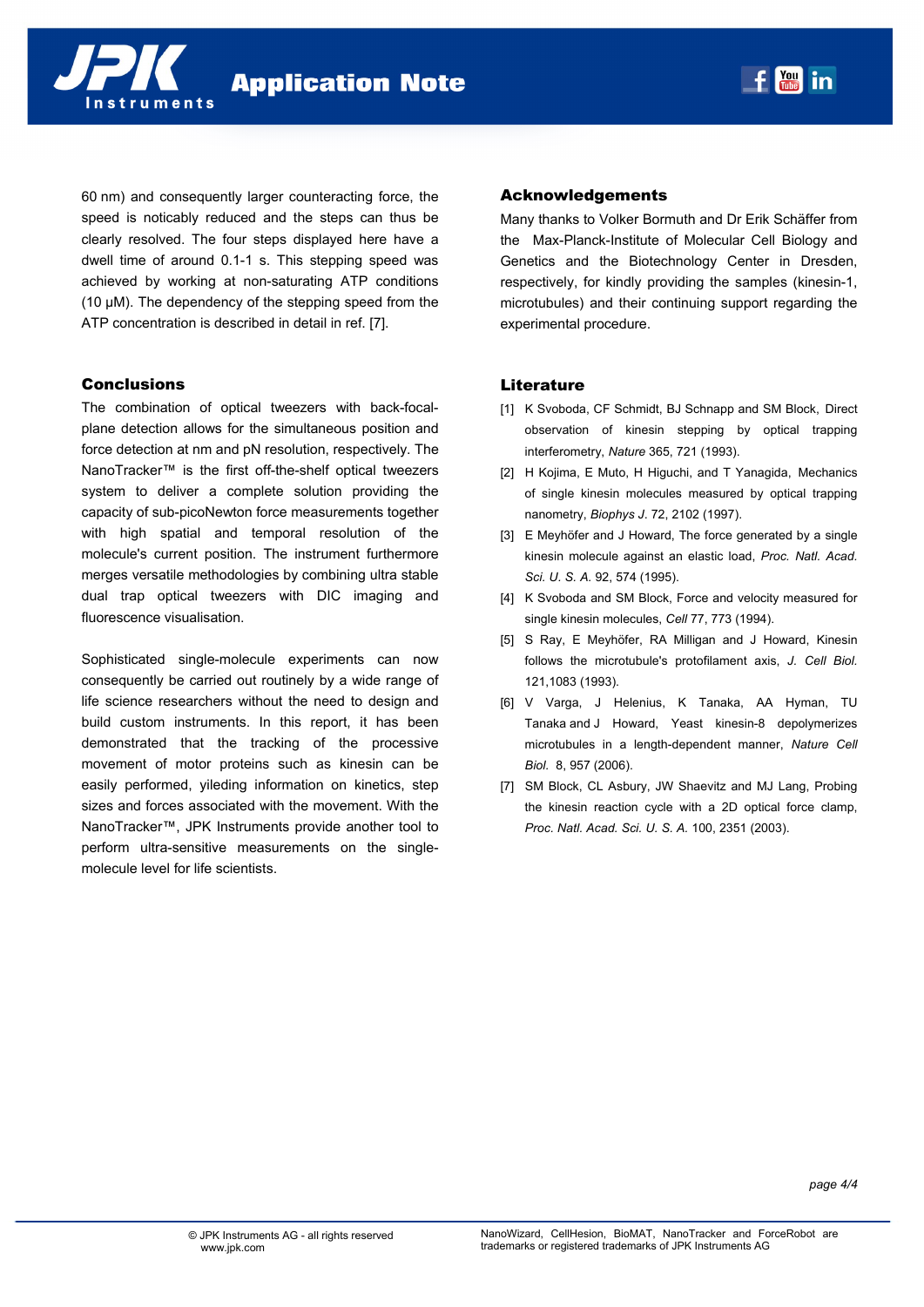60 nm) and consequently larger counteracting force, the speed is noticably reduced and the steps can thus be clearly resolved. The four steps displayed here have a dwell time of around 0.1-1 s. This stepping speed was achieved by working at non-saturating ATP conditions (10 µM). The dependency of the stepping speed from the ATP concentration is described in detail in ref. [7].

## Conclusions

The combination of optical tweezers with back-focal-plane detection allows for the simultaneous position and force detection at nm and pN resolution, respectively. The NanoTracker™ is the first off-the-shelf optical tweezers system to deliver a complete solution providing the capacity of sub-picoNewton force measurements together with high spatial and temporal resolution of the molecule's current position. The instrument furthermore merges versatile methodologies by combining ultra stable dual trap optical tweezers with DIC imaging and fluorescence visualisation.

Sophisticated single-molecule experiments can now consequently be carried out routinely by a wide range of life science researchers without the need to design and build custom instruments. In this report, it has been demonstrated that the tracking of the processive movement of motor proteins such as kinesin can be easily performed, yileding information on kinetics, step sizes and forces associated with the movement. With the NanoTracker™, JPK Instruments provide another tool to perform ultra-sensitive measurements on the single-molecule level for life scientists.

## Acknowledgements

Many thanks to Volker Bormuth and Dr Erik Schäffer from the Max-Planck-Institute of Molecular Cell Biology and Genetics and the Biotechnology Center in Dresden, respectively, for kindly providing the samples (kinesin-1, microtubules) and their continuing support regarding the experimental procedure.

## Literature

[1] K Svoboda, CF Schmidt, BJ Schnapp and SM Block, Direct observation of kinesin stepping by optical trapping interferometry, *Nature* 365, 721 (1993).

[2] H Kojima, E Muto, H Higuchi, and T Yanagida, Mechanics of single kinesin molecules measured by optical trapping nanometry, *Biophys J*. 72, 2102 (1997).

[3] E Meyhöfer and J Howard, The force generated by a single kinesin molecule against an elastic load, *Proc. Natl. Acad. Sci. U. S. A.* 92, 574 (1995).

[4] K Svoboda and SM Block, Force and velocity measured for single kinesin molecules, *Cell* 77, 773 (1994).

[5] S Ray, E Meyhöfer, RA Milligan and J Howard, Kinesin follows the microtubule's protofilament axis, *J. Cell Biol.* 121,1083 (1993).

[6] V Varga, J Helenius, K Tanaka, AA Hyman, TU Tanaka and J Howard, Yeast kinesin-8 depolymerizes microtubules in a length-dependent manner, *Nature Cell Biol.* 8, 957 (2006).

[7] SM Block, CL Asbury, JW Shaevitz and MJ Lang, Probing the kinesin reaction cycle with a 2D optical force clamp, *Proc. Natl. Acad. Sci. U. S. A.* 100, 2351 (2003).